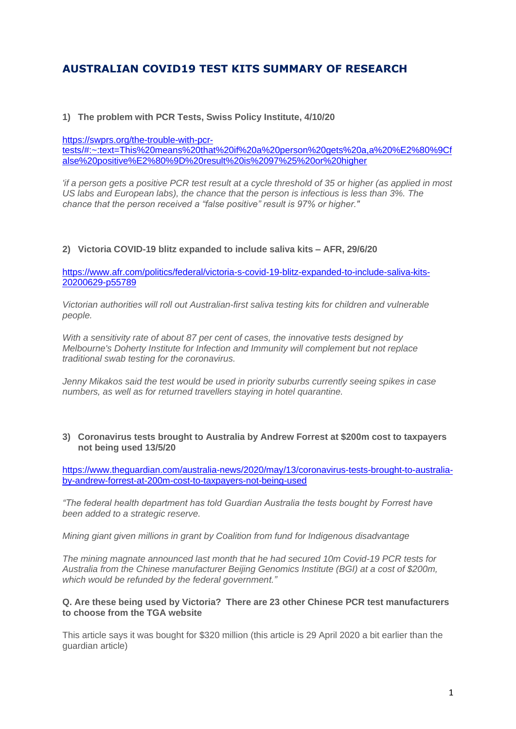# AUSTRALIAN COVID19 TEST KITS SUMMARY OF RESEARCH

**1) The problem with PCR Tests, Swiss Policy Institute, 4/10/20**

[https://swprs.org/the-trouble-with-pcr-tests/#:~:text=This%20means%20that%20if%20a%20person%20gets%20a,a%20%E2%80%9Cfalse%20positive%E2%80%9D%20result%20is%2097%25%20or%20higher](https://swprs.org/the-trouble-with-pcr-tests/#:~:text=This%20means%20that%20if%20a%20person%20gets%20a,a%20%E2%80%9Cfalse%20positive%E2%80%9D%20result%20is%2097%25%20or%20higher)

*'if a person gets a positive PCR test result at a cycle threshold of 35 or higher (as applied in most US labs and European labs), the chance that the person is infectious is less than 3%. The chance that the person received a "false positive" result is 97% or higher."*

**2) Victoria COVID-19 blitz expanded to include saliva kits – AFR, 29/6/20**

[https://www.afr.com/politics/federal/victoria-s-covid-19-blitz-expanded-to-include-saliva-kits-20200629-p55789](https://www.afr.com/politics/federal/victoria-s-covid-19-blitz-expanded-to-include-saliva-kits-20200629-p55789)

*Victorian authorities will roll out Australian-first saliva testing kits for children and vulnerable people.*

*With a sensitivity rate of about 87 per cent of cases, the innovative tests designed by Melbourne's Doherty Institute for Infection and Immunity will complement but not replace traditional swab testing for the coronavirus.*

*Jenny Mikakos said the test would be used in priority suburbs currently seeing spikes in case numbers, as well as for returned travellers staying in hotel quarantine.*

**3) Coronavirus tests brought to Australia by Andrew Forrest at $200m cost to taxpayers not being used 13/5/20**

[https://www.theguardian.com/australia-news/2020/may/13/coronavirus-tests-brought-to-australia-by-andrew-forrest-at-200m-cost-to-taxpayers-not-being-used](https://www.theguardian.com/australia-news/2020/may/13/coronavirus-tests-brought-to-australia-by-andrew-forrest-at-200m-cost-to-taxpayers-not-being-used)

*"The federal health department has told Guardian Australia the tests bought by Forrest have been added to a strategic reserve.*

*Mining giant given millions in grant by Coalition from fund for Indigenous disadvantage*

*The mining magnate announced last month that he had secured 10m Covid-19 PCR tests for Australia from the Chinese manufacturer Beijing Genomics Institute (BGI) at a cost of $200m, which would be refunded by the federal government."*

**Q. Are these being used by Victoria? There are 23 other Chinese PCR test manufacturers to choose from the TGA website**

This article says it was bought for $320 million (this article is 29 April 2020 a bit earlier than the guardian article)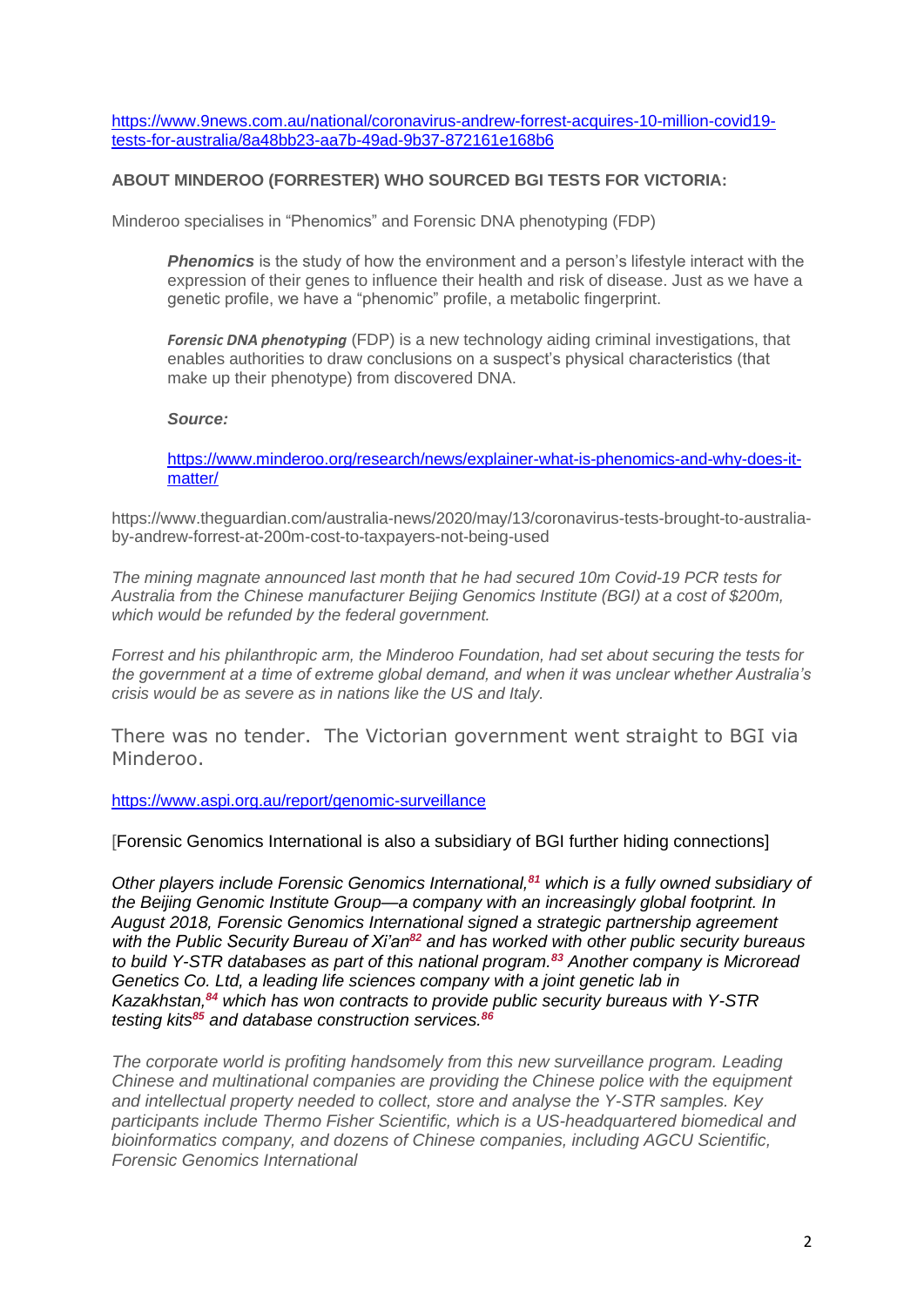https://www.9news.com.au/national/coronavirus-andrew-forrest-acquires-10-million-covid19-tests-for-australia/8a48bb23-aa7b-49ad-9b37-872161e168b6

**ABOUT MINDEROO (FORRESTER) WHO SOURCED BGI TESTS FOR VICTORIA:**

Minderoo specialises in "Phenomics" and Forensic DNA phenotyping (FDP)

> ***Phenomics*** is the study of how the environment and a person's lifestyle interact with the expression of their genes to influence their health and risk of disease. Just as we have a genetic profile, we have a "phenomic" profile, a metabolic fingerprint.
>
> ***Forensic DNA phenotyping*** (FDP) is a new technology aiding criminal investigations, that enables authorities to draw conclusions on a suspect's physical characteristics (that make up their phenotype) from discovered DNA.
>
> ***Source:***
>
> https://www.minderoo.org/research/news/explainer-what-is-phenomics-and-why-does-it-matter/

https://www.theguardian.com/australia-news/2020/may/13/coronavirus-tests-brought-to-australia-by-andrew-forrest-at-200m-cost-to-taxpayers-not-being-used

*The mining magnate announced last month that he had secured 10m Covid-19 PCR tests for Australia from the Chinese manufacturer Beijing Genomics Institute (BGI) at a cost of $200m, which would be refunded by the federal government.*

*Forrest and his philanthropic arm, the Minderoo Foundation, had set about securing the tests for the government at a time of extreme global demand, and when it was unclear whether Australia's crisis would be as severe as in nations like the US and Italy.*

There was no tender. The Victorian government went straight to BGI via Minderoo.

https://www.aspi.org.au/report/genomic-surveillance

[Forensic Genomics International is also a subsidiary of BGI further hiding connections]

*Other players include Forensic Genomics International,[81] which is a fully owned subsidiary of the Beijing Genomic Institute Group—a company with an increasingly global footprint. In August 2018, Forensic Genomics International signed a strategic partnership agreement with the Public Security Bureau of Xi'an[82] and has worked with other public security bureaus to build Y-STR databases as part of this national program.[83] Another company is Microread Genetics Co. Ltd, a leading life sciences company with a joint genetic lab in Kazakhstan,[84] which has won contracts to provide public security bureaus with Y-STR testing kits[85] and database construction services.[86]*

*The corporate world is profiting handsomely from this new surveillance program. Leading Chinese and multinational companies are providing the Chinese police with the equipment and intellectual property needed to collect, store and analyse the Y-STR samples. Key participants include Thermo Fisher Scientific, which is a US-headquartered biomedical and bioinformatics company, and dozens of Chinese companies, including AGCU Scientific, Forensic Genomics International*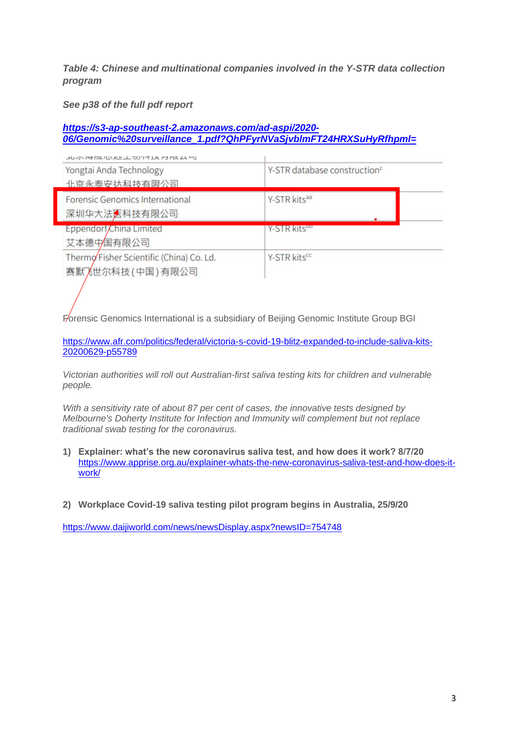*Table 4: Chinese and multinational companies involved in the Y-STR data collection program*

***See p38 of the full pdf report***

***[https://s3-ap-southeast-2.amazonaws.com/ad-aspi/2020-06/Genomic%20surveillance_1.pdf?QhPFyrNVaSjvblmFT24HRXSuHyRfhpml=](https://s3-ap-southeast-2.amazonaws.com/ad-aspi/2020-06/Genomic%20surveillance_1.pdf?QhPFyrNVaSjvblmFT24HRXSuHyRfhpml=)***

| | |
|---|---|
| Yongtai Anda Technology 北京永泰安达科技有限公司 | Y-STR database construction[z] |
| Forensic Genomics International 深圳华大法医科技有限公司 | Y-STR kits[aa] |
| Eppendorf China Limited 艾本德中国有限公司 | Y-STR kits[bb] |
| Thermo Fisher Scientific (China) Co. Ld. 赛默飞世尔科技(中国)有限公司 | Y-STR kits[cc] |

Forensic Genomics International is a subsidiary of Beijing Genomic Institute Group BGI

[https://www.afr.com/politics/federal/victoria-s-covid-19-blitz-expanded-to-include-saliva-kits-20200629-p55789](https://www.afr.com/politics/federal/victoria-s-covid-19-blitz-expanded-to-include-saliva-kits-20200629-p55789)

*Victorian authorities will roll out Australian-first saliva testing kits for children and vulnerable people.*

*With a sensitivity rate of about 87 per cent of cases, the innovative tests designed by Melbourne's Doherty Institute for Infection and Immunity will complement but not replace traditional swab testing for the coronavirus.*

1) **Explainer: what's the new coronavirus saliva test, and how does it work? 8/7/20** [https://www.apprise.org.au/explainer-whats-the-new-coronavirus-saliva-test-and-how-does-it-work/](https://www.apprise.org.au/explainer-whats-the-new-coronavirus-saliva-test-and-how-does-it-work/)

2) **Workplace Covid-19 saliva testing pilot program begins in Australia, 25/9/20**

[https://www.daijiworld.com/news/newsDisplay.aspx?newsID=754748](https://www.daijiworld.com/news/newsDisplay.aspx?newsID=754748)